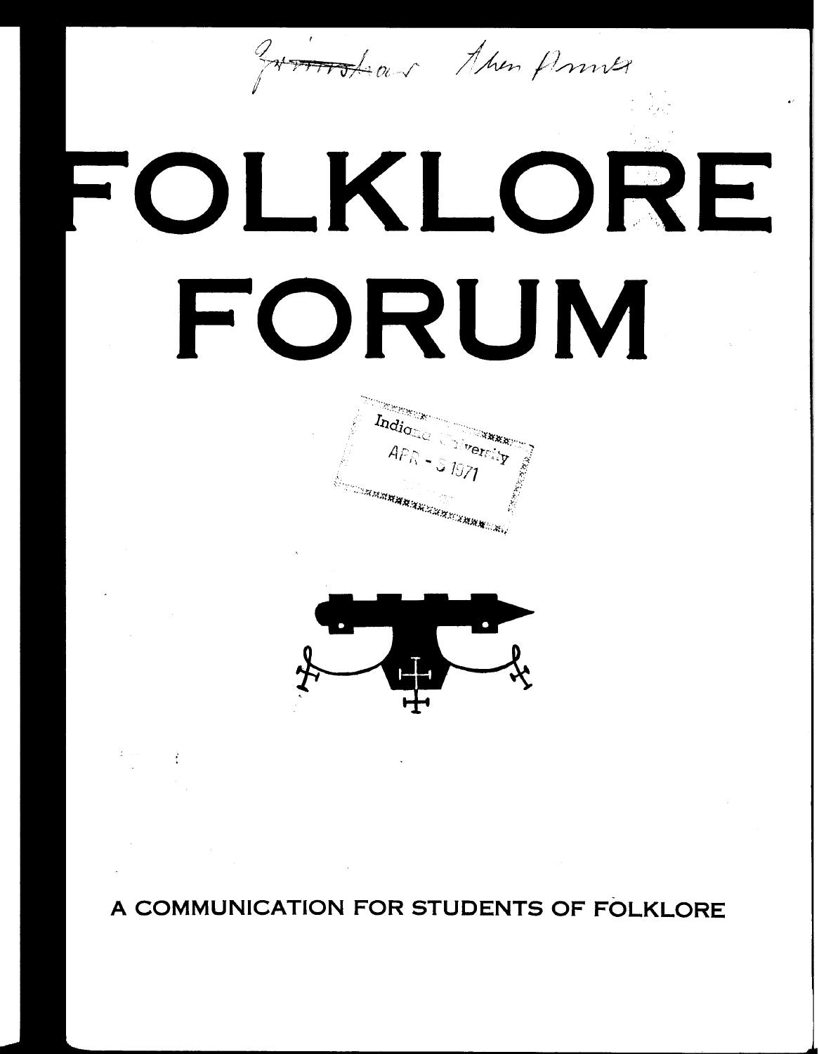# FOLKLORE FORUM

Indiana University
APR - 5 1971

A COMMUNICATION FOR STUDENTS OF FOLKLORE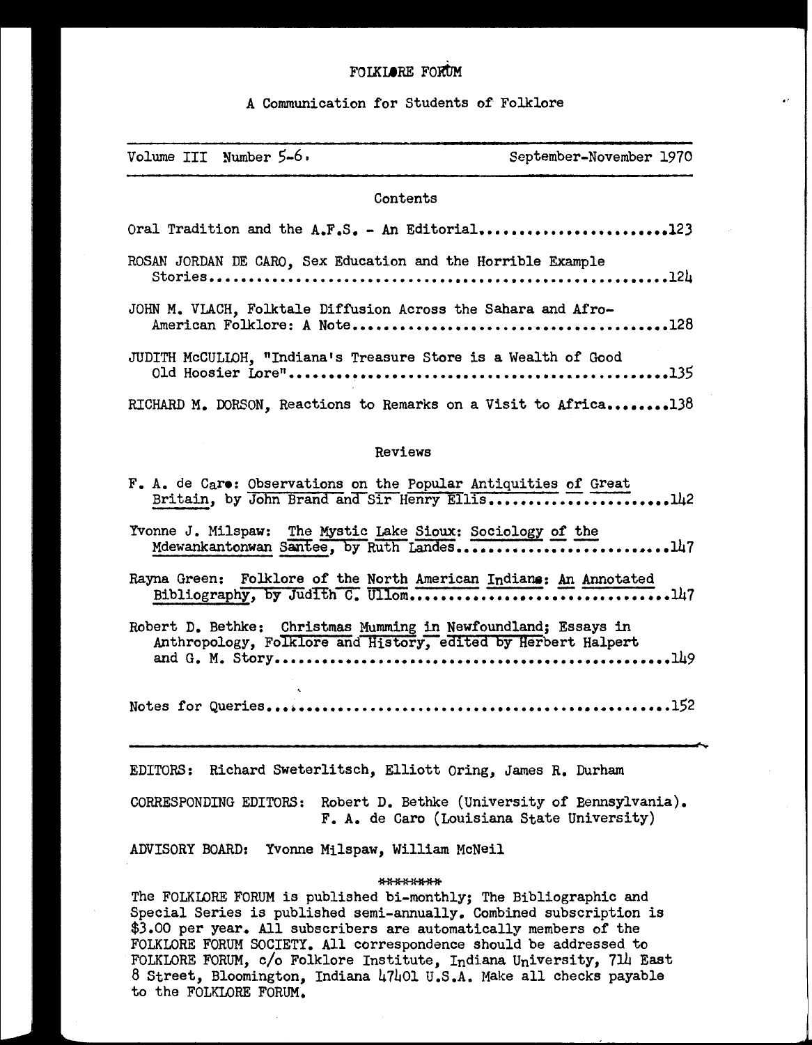# FOLKLORE FORUM

A Communication for Students of Folklore

Volume III Number 5-6. September-November 1970

## Contents

Oral Tradition and the A.F.S. - An Editorial........................123

ROSAN JORDAN DE CARO, Sex Education and the Horrible Example Stories........................................................124

JOHN M. VLACH, Folktale Diffusion Across the Sahara and Afro-American Folklore: A Note........................................128

JUDITH McCULLOH, "Indiana's Treasure Store is a Wealth of Good Old Hoosier Lore"................................................135

RICHARD M. DORSON, Reactions to Remarks on a Visit to Africa........138

## Reviews

F. A. de Caro: Observations on the Popular Antiquities of Great Britain, by John Brand and Sir Henry Ellis.......................142

Yvonne J. Milspaw: The Mystic Lake Sioux: Sociology of the Mdewankantonwan Santee, by Ruth Landes...........................147

Rayna Green: Folklore of the North American Indians: An Annotated Bibliography, by Judith C. Ullom................................147

Robert D. Bethke: Christmas Mumming in Newfoundland; Essays in Anthropology, Folklore and History, edited by Herbert Halpert and G. M. Story...................................................149

Notes for Queries..................................................152

---

EDITORS: Richard Sweterlitsch, Elliott Oring, James R. Durham

CORRESPONDING EDITORS: Robert D. Bethke (University of Pennsylvania). F. A. de Caro (Louisiana State University)

ADVISORY BOARD: Yvonne Milspaw, William McNeil

********

The FOLKLORE FORUM is published bi-monthly; The Bibliographic and Special Series is published semi-annually. Combined subscription is $3.00 per year. All subscribers are automatically members of the FOLKLORE FORUM SOCIETY. All correspondence should be addressed to FOLKLORE FORUM, c/o Folklore Institute, Indiana University, 714 East 8 Street, Bloomington, Indiana 47401 U.S.A. Make all checks payable to the FOLKLORE FORUM.